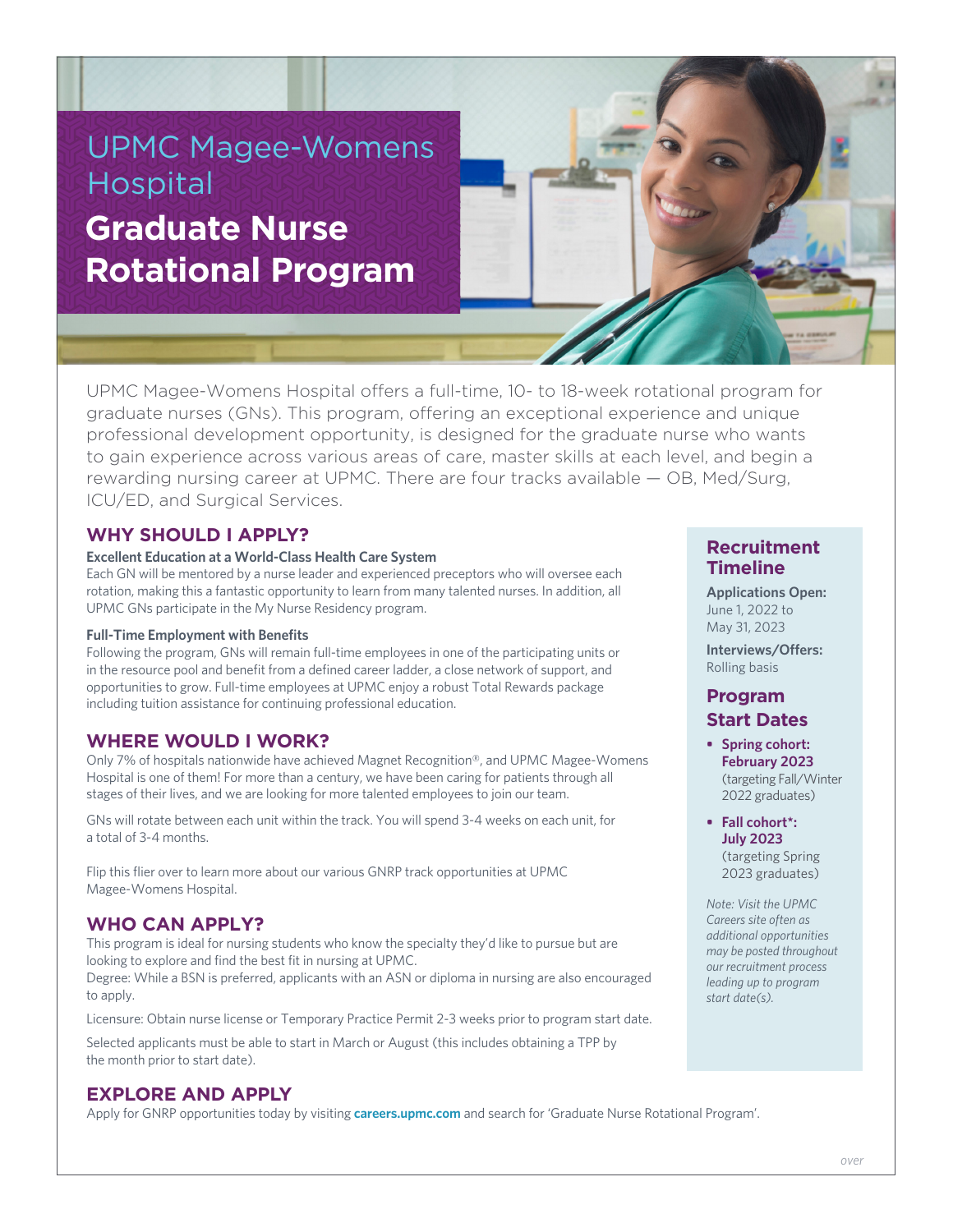# UPMC Magee-Womens Hospital

# Graduate Nurse Rotational Program

UPMC Magee-Womens Hospital offers a full-time, 10- to 18-week rotational program for graduate nurses (GNs). This program, offering an exceptional experience and unique professional development opportunity, is designed for the graduate nurse who wants to gain experience across various areas of care, master skills at each level, and begin a rewarding nursing career at UPMC. There are four tracks available — OB, Med/Surg, ICU/ED, and Surgical Services.

## WHY SHOULD I APPLY?

**Excellent Education at a World-Class Health Care System**

Each GN will be mentored by a nurse leader and experienced preceptors who will oversee each rotation, making this a fantastic opportunity to learn from many talented nurses. In addition, all UPMC GNs participate in the My Nurse Residency program.

**Full-Time Employment with Benefits**

Following the program, GNs will remain full-time employees in one of the participating units or in the resource pool and benefit from a defined career ladder, a close network of support, and opportunities to grow. Full-time employees at UPMC enjoy a robust Total Rewards package including tuition assistance for continuing professional education.

## WHERE WOULD I WORK?

Only 7% of hospitals nationwide have achieved Magnet Recognition®, and UPMC Magee-Womens Hospital is one of them! For more than a century, we have been caring for patients through all stages of their lives, and we are looking for more talented employees to join our team.

GNs will rotate between each unit within the track. You will spend 3-4 weeks on each unit, for a total of 3-4 months.

Flip this flier over to learn more about our various GNRP track opportunities at UPMC Magee-Womens Hospital.

## WHO CAN APPLY?

This program is ideal for nursing students who know the specialty they'd like to pursue but are looking to explore and find the best fit in nursing at UPMC.

Degree: While a BSN is preferred, applicants with an ASN or diploma in nursing are also encouraged to apply.

Licensure: Obtain nurse license or Temporary Practice Permit 2-3 weeks prior to program start date.

Selected applicants must be able to start in March or August (this includes obtaining a TPP by the month prior to start date).

## EXPLORE AND APPLY

Apply for GNRP opportunities today by visiting **careers.upmc.com** and search for 'Graduate Nurse Rotational Program'.

## Recruitment Timeline

**Applications Open:**
June 1, 2022 to May 31, 2023

**Interviews/Offers:**
Rolling basis

## Program Start Dates

- **Spring cohort: February 2023** (targeting Fall/Winter 2022 graduates)
- **Fall cohort*: July 2023** (targeting Spring 2023 graduates)

*Note: Visit the UPMC Careers site often as additional opportunities may be posted throughout our recruitment process leading up to program start date(s).*

*over*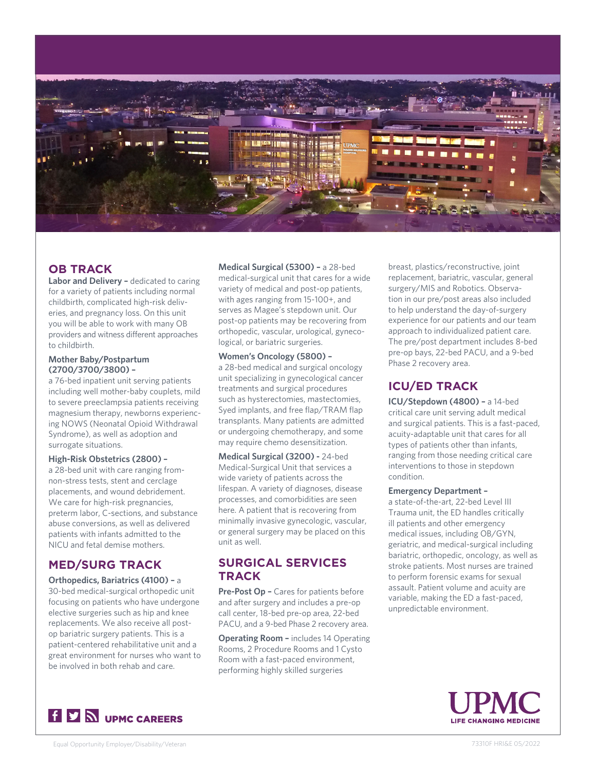## OB TRACK

**Labor and Delivery –** dedicated to caring for a variety of patients including normal childbirth, complicated high-risk deliveries, and pregnancy loss. On this unit you will be able to work with many OB providers and witness different approaches to childbirth.

**Mother Baby/Postpartum (2700/3700/3800) –** a 76-bed inpatient unit serving patients including well mother-baby couplets, mild to severe preeclampsia patients receiving magnesium therapy, newborns experiencing NOWS (Neonatal Opioid Withdrawal Syndrome), as well as adoption and surrogate situations.

**High-Risk Obstetrics (2800) –** a 28-bed unit with care ranging from non-stress tests, stent and cerclage placements, and wound debridement. We care for high-risk pregnancies, preterm labor, C-sections, and substance abuse conversions, as well as delivered patients with infants admitted to the NICU and fetal demise mothers.

## MED/SURG TRACK

**Orthopedics, Bariatrics (4100) –** a 30-bed medical-surgical orthopedic unit focusing on patients who have undergone elective surgeries such as hip and knee replacements. We also receive all post-op bariatric surgery patients. This is a patient-centered rehabilitative unit and a great environment for nurses who want to be involved in both rehab and care.

**Medical Surgical (5300) –** a 28-bed medical-surgical unit that cares for a wide variety of medical and post-op patients, with ages ranging from 15-100+, and serves as Magee's stepdown unit. Our post-op patients may be recovering from orthopedic, vascular, urological, gynecological, or bariatric surgeries.

**Women's Oncology (5800) –** a 28-bed medical and surgical oncology unit specializing in gynecological cancer treatments and surgical procedures such as hysterectomies, mastectomies, Syed implants, and free flap/TRAM flap transplants. Many patients are admitted or undergoing chemotherapy, and some may require chemo desensitization.

**Medical Surgical (3200) -** 24-bed Medical-Surgical Unit that services a wide variety of patients across the lifespan. A variety of diagnoses, disease processes, and comorbidities are seen here. A patient that is recovering from minimally invasive gynecologic, vascular, or general surgery may be placed on this unit as well.

## SURGICAL SERVICES TRACK

**Pre-Post Op –** Cares for patients before and after surgery and includes a pre-op call center, 18-bed pre-op area, 22-bed PACU, and a 9-bed Phase 2 recovery area.

**Operating Room –** includes 14 Operating Rooms, 2 Procedure Rooms and 1 Cysto Room with a fast-paced environment, performing highly skilled surgeries breast, plastics/reconstructive, joint replacement, bariatric, vascular, general surgery/MIS and Robotics. Observation in our pre/post areas also included to help understand the day-of-surgery experience for our patients and our team approach to individualized patient care. The pre/post department includes 8-bed pre-op bays, 22-bed PACU, and a 9-bed Phase 2 recovery area.

## ICU/ED TRACK

**ICU/Stepdown (4800) –** a 14-bed critical care unit serving adult medical and surgical patients. This is a fast-paced, acuity-adaptable unit that cares for all types of patients other than infants, ranging from those needing critical care interventions to those in stepdown condition.

**Emergency Department –** a state-of-the-art, 22-bed Level III Trauma unit, the ED handles critically ill patients and other emergency medical issues, including OB/GYN, geriatric, and medical-surgical including bariatric, orthopedic, oncology, as well as stroke patients. Most nurses are trained to perform forensic exams for sexual assault. Patient volume and acuity are variable, making the ED a fast-paced, unpredictable environment.

UPMC CAREERS

UPMC
LIFE CHANGING MEDICINE

Equal Opportunity Employer/Disability/Veteran

73310F HRI&E 05/2022